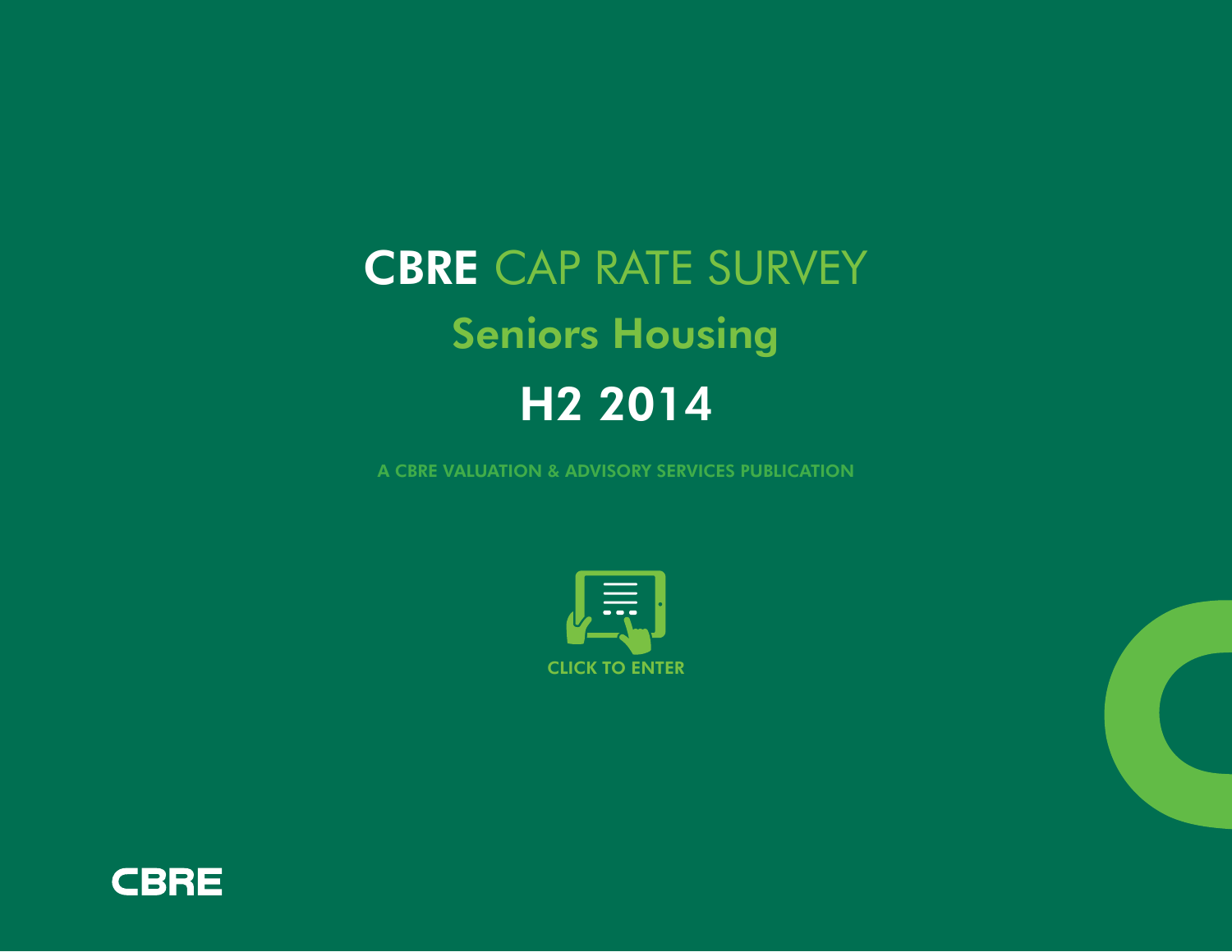# CBRE CAP RATE SURVEY

## Seniors Housing

## H2 2014

A CBRE VALUATION & ADVISORY SERVICES PUBLICATION

CLICK TO ENTER

CBRE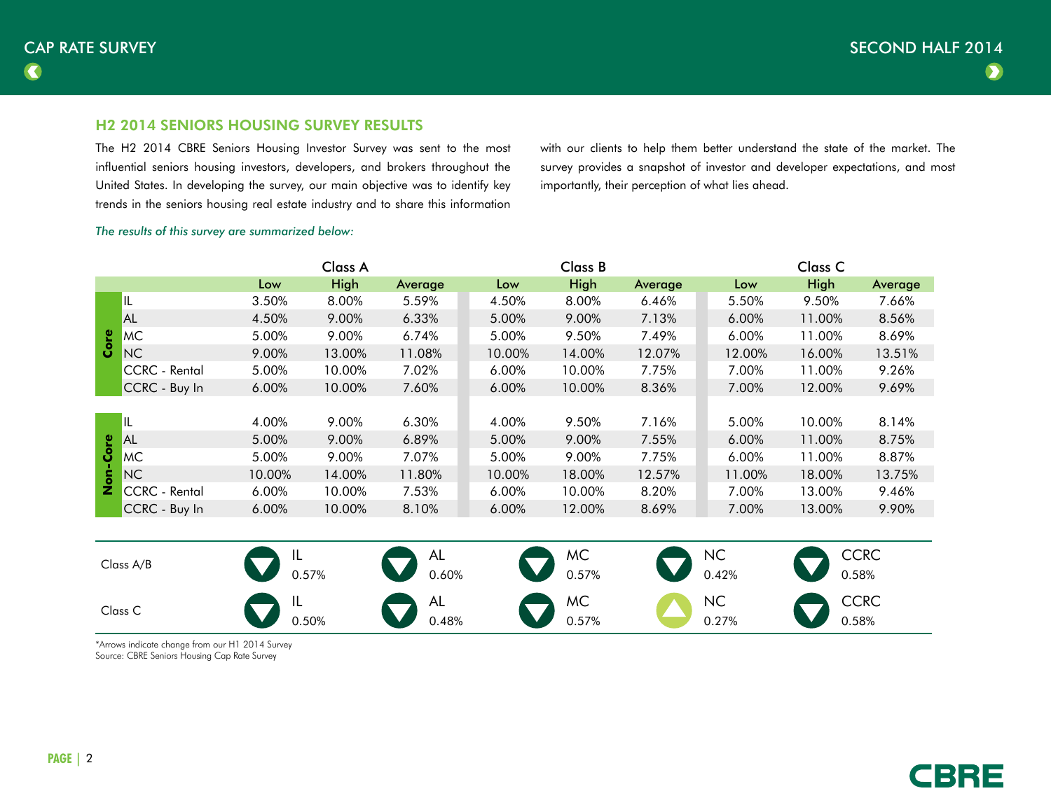## H2 2014 SENIORS HOUSING SURVEY RESULTS

The H2 2014 CBRE Seniors Housing Investor Survey was sent to the most influential seniors housing investors, developers, and brokers throughout the United States. In developing the survey, our main objective was to identify key trends in the seniors housing real estate industry and to share this information with our clients to help them better understand the state of the market. The survey provides a snapshot of investor and developer expectations, and most importantly, their perception of what lies ahead.

*The results of this survey are summarized below:*

| | | Class A | | | Class B | | | Class C | | |
|---|---|---|---|---|---|---|---|---|---|---|
| | | Low | High | Average | Low | High | Average | Low | High | Average |
| Core | IL | 3.50% | 8.00% | 5.59% | 4.50% | 8.00% | 6.46% | 5.50% | 9.50% | 7.66% |
| Core | AL | 4.50% | 9.00% | 6.33% | 5.00% | 9.00% | 7.13% | 6.00% | 11.00% | 8.56% |
| Core | MC | 5.00% | 9.00% | 6.74% | 5.00% | 9.50% | 7.49% | 6.00% | 11.00% | 8.69% |
| Core | NC | 9.00% | 13.00% | 11.08% | 10.00% | 14.00% | 12.07% | 12.00% | 16.00% | 13.51% |
| Core | CCRC - Rental | 5.00% | 10.00% | 7.02% | 6.00% | 10.00% | 7.75% | 7.00% | 11.00% | 9.26% |
| Core | CCRC - Buy In | 6.00% | 10.00% | 7.60% | 6.00% | 10.00% | 8.36% | 7.00% | 12.00% | 9.69% |
| Non-Core | IL | 4.00% | 9.00% | 6.30% | 4.00% | 9.50% | 7.16% | 5.00% | 10.00% | 8.14% |
| Non-Core | AL | 5.00% | 9.00% | 6.89% | 5.00% | 9.00% | 7.55% | 6.00% | 11.00% | 8.75% |
| Non-Core | MC | 5.00% | 9.00% | 7.07% | 5.00% | 9.00% | 7.75% | 6.00% | 11.00% | 8.87% |
| Non-Core | NC | 10.00% | 14.00% | 11.80% | 10.00% | 18.00% | 12.57% | 11.00% | 18.00% | 13.75% |
| Non-Core | CCRC - Rental | 6.00% | 10.00% | 7.53% | 6.00% | 10.00% | 8.20% | 7.00% | 13.00% | 9.46% |
| Non-Core | CCRC - Buy In | 6.00% | 10.00% | 8.10% | 6.00% | 12.00% | 8.69% | 7.00% | 13.00% | 9.90% |

| | IL | AL | MC | NC | CCRC |
|---|---|---|---|---|---|
| Class A/B | ▼ 0.57% | ▼ 0.60% | ▼ 0.57% | ▼ 0.42% | ▼ 0.58% |
| Class C | ▼ 0.50% | ▼ 0.48% | ▼ 0.57% | ▲ 0.27% | ▼ 0.58% |

*Arrows indicate change from our H1 2014 Survey
Source: CBRE Seniors Housing Cap Rate Survey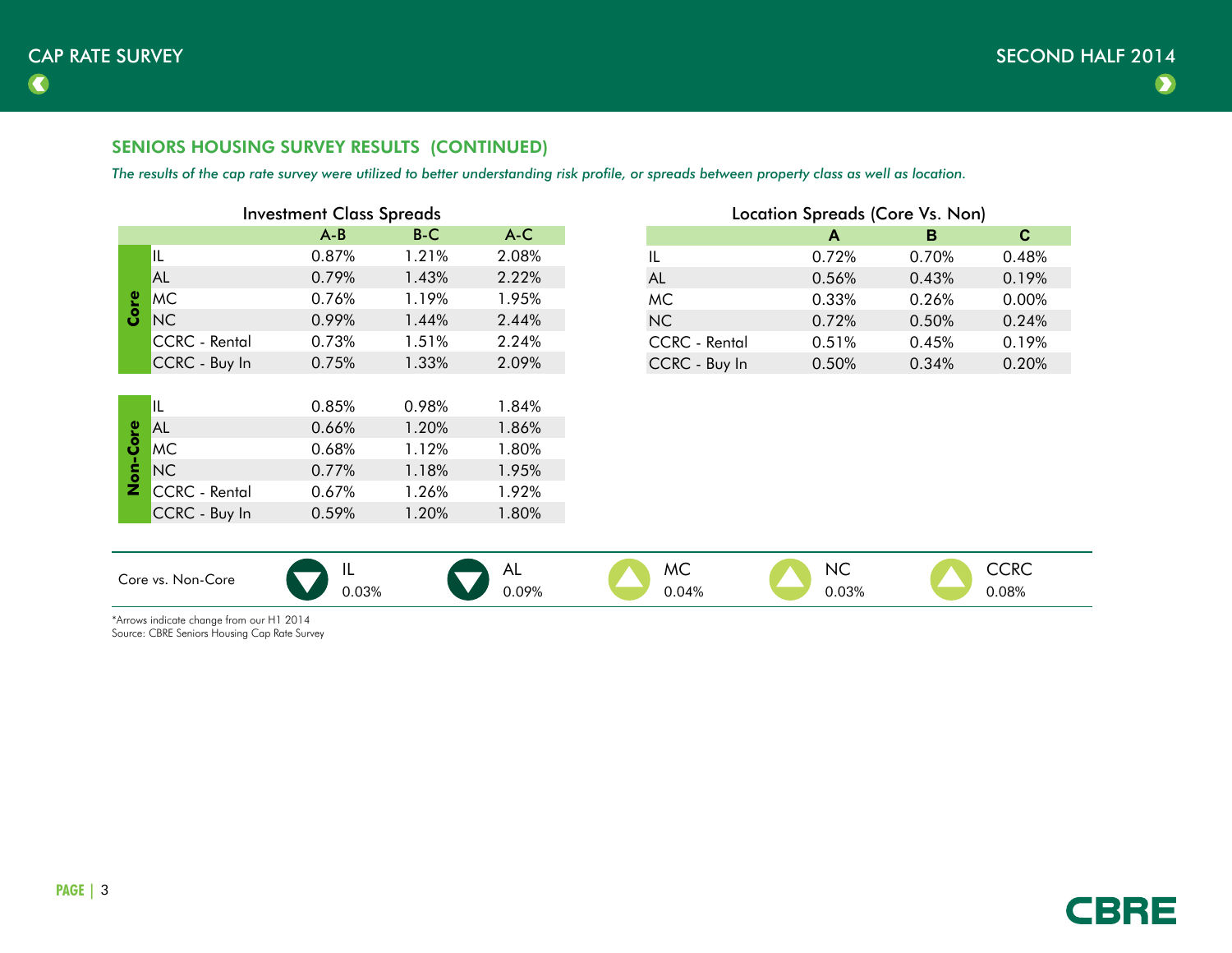## SENIORS HOUSING SURVEY RESULTS (CONTINUED)

*The results of the cap rate survey were utilized to better understanding risk profile, or spreads between property class as well as location.*

### Investment Class Spreads

| | | A-B | B-C | A-C |
|---|---|---|---|---|
| Core | IL | 0.87% | 1.21% | 2.08% |
| | AL | 0.79% | 1.43% | 2.22% |
| | MC | 0.76% | 1.19% | 1.95% |
| | NC | 0.99% | 1.44% | 2.44% |
| | CCRC - Rental | 0.73% | 1.51% | 2.24% |
| | CCRC - Buy In | 0.75% | 1.33% | 2.09% |
| Non-Core | IL | 0.85% | 0.98% | 1.84% |
| | AL | 0.66% | 1.20% | 1.86% |
| | MC | 0.68% | 1.12% | 1.80% |
| | NC | 0.77% | 1.18% | 1.95% |
| | CCRC - Rental | 0.67% | 1.26% | 1.92% |
| | CCRC - Buy In | 0.59% | 1.20% | 1.80% |

### Location Spreads (Core Vs. Non)

| | A | B | C |
|---|---|---|---|
| IL | 0.72% | 0.70% | 0.48% |
| AL | 0.56% | 0.43% | 0.19% |
| MC | 0.33% | 0.26% | 0.00% |
| NC | 0.72% | 0.50% | 0.24% |
| CCRC - Rental | 0.51% | 0.45% | 0.19% |
| CCRC - Buy In | 0.50% | 0.34% | 0.20% |

| Core vs. Non-Core | IL | AL | MC | NC | CCRC |
|---|---|---|---|---|---|
| | ▼ 0.03% | ▼ 0.09% | ▲ 0.04% | ▲ 0.03% | ▲ 0.08% |

*Arrows indicate change from our H1 2014
Source: CBRE Seniors Housing Cap Rate Survey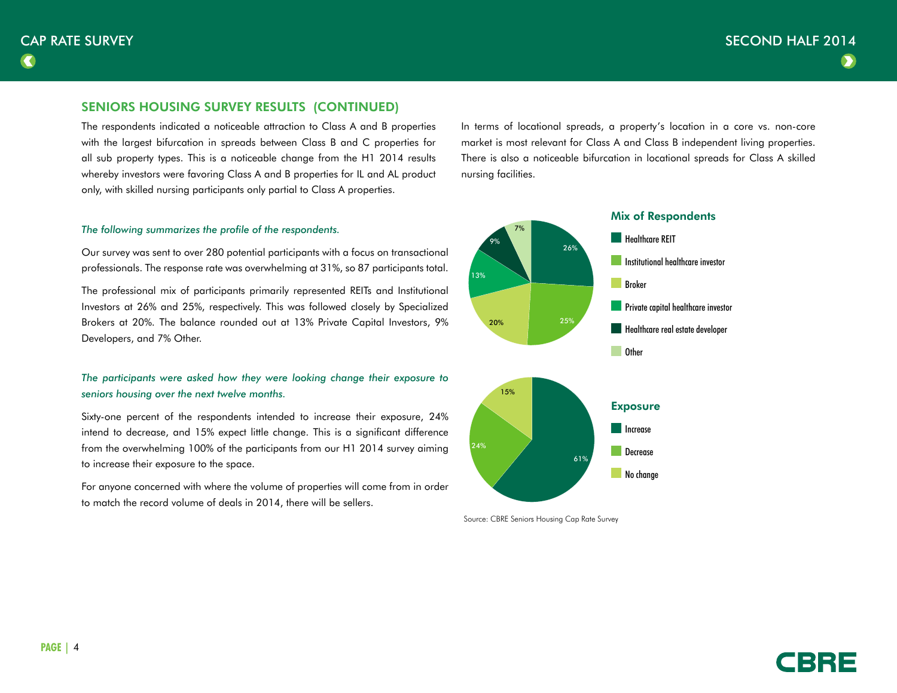## SENIORS HOUSING SURVEY RESULTS (CONTINUED)

The respondents indicated a noticeable attraction to Class A and B properties with the largest bifurcation in spreads between Class B and C properties for all sub property types. This is a noticeable change from the H1 2014 results whereby investors were favoring Class A and B properties for IL and AL product only, with skilled nursing participants only partial to Class A properties.

*The following summarizes the profile of the respondents.*

Our survey was sent to over 280 potential participants with a focus on transactional professionals. The response rate was overwhelming at 31%, so 87 participants total.

The professional mix of participants primarily represented REITs and Institutional Investors at 26% and 25%, respectively. This was followed closely by Specialized Brokers at 20%. The balance rounded out at 13% Private Capital Investors, 9% Developers, and 7% Other.

*The participants were asked how they were looking change their exposure to seniors housing over the next twelve months.*

Sixty-one percent of the respondents intended to increase their exposure, 24% intend to decrease, and 15% expect little change. This is a significant difference from the overwhelming 100% of the participants from our H1 2014 survey aiming to increase their exposure to the space.

For anyone concerned with where the volume of properties will come from in order to match the record volume of deals in 2014, there will be sellers.

In terms of locational spreads, a property's location in a core vs. non-core market is most relevant for Class A and Class B independent living properties. There is also a noticeable bifurcation in locational spreads for Class A skilled nursing facilities.

**Mix of Respondents**

| Respondent | Share |
|---|---|
| Healthcare REIT | 26% |
| Institutional healthcare investor | 25% |
| Broker | 20% |
| Private capital healthcare investor | 13% |
| Healthcare real estate developer | 9% |
| Other | 7% |

**Exposure**

| Exposure | Share |
|---|---|
| Increase | 61% |
| Decrease | 24% |
| No change | 15% |

Source: CBRE Seniors Housing Cap Rate Survey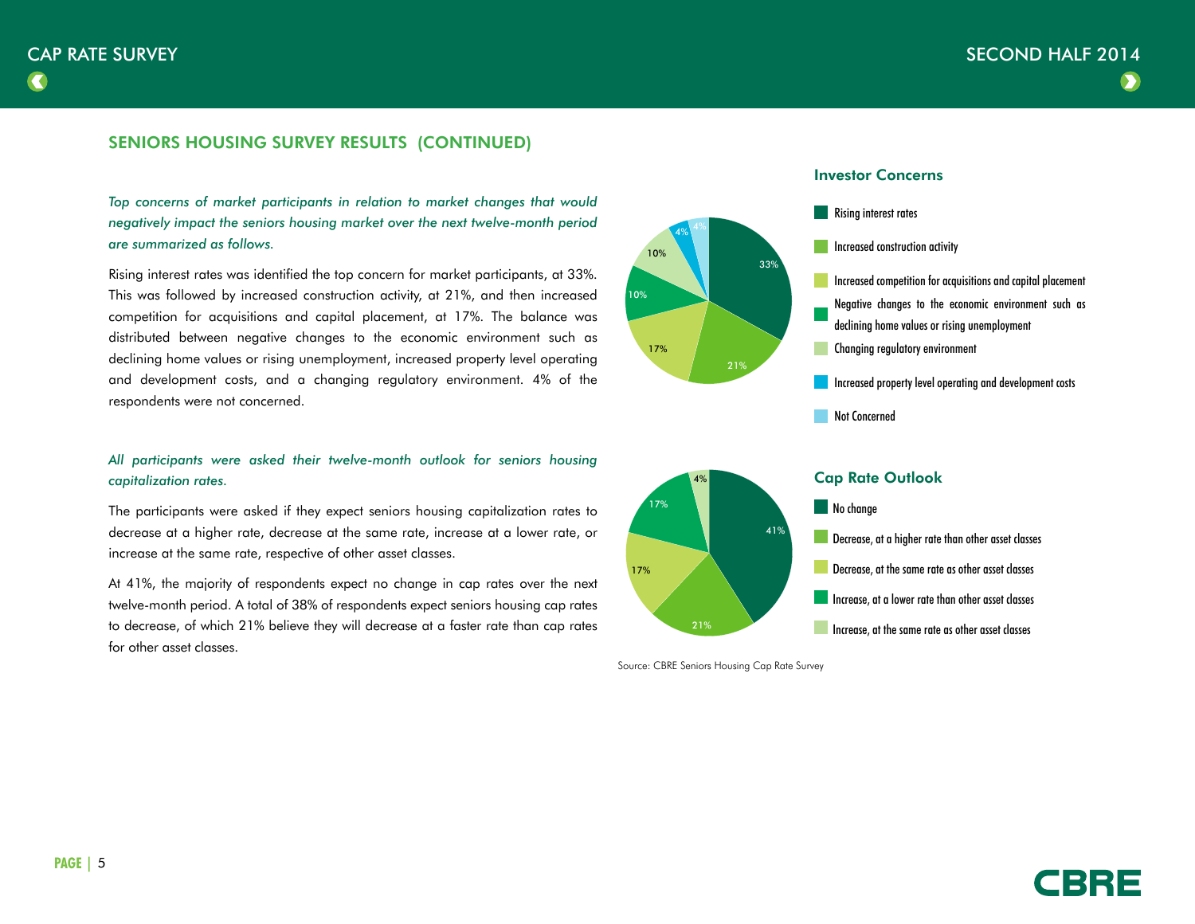## SENIORS HOUSING SURVEY RESULTS (CONTINUED)

*Top concerns of market participants in relation to market changes that would negatively impact the seniors housing market over the next twelve-month period are summarized as follows.*

Rising interest rates was identified the top concern for market participants, at 33%. This was followed by increased construction activity, at 21%, and then increased competition for acquisitions and capital placement, at 17%. The balance was distributed between negative changes to the economic environment such as declining home values or rising unemployment, increased property level operating and development costs, and a changing regulatory environment. 4% of the respondents were not concerned.

*All participants were asked their twelve-month outlook for seniors housing capitalization rates.*

The participants were asked if they expect seniors housing capitalization rates to decrease at a higher rate, decrease at the same rate, increase at a lower rate, or increase at the same rate, respective of other asset classes.

At 41%, the majority of respondents expect no change in cap rates over the next twelve-month period. A total of 38% of respondents expect seniors housing cap rates to decrease, of which 21% believe they will decrease at a faster rate than cap rates for other asset classes.

### Investor Concerns

| Concern | Share |
|---|---|
| Rising interest rates | 33% |
| Increased construction activity | 21% |
| Increased competition for acquisitions and capital placement | 17% |
| Negative changes to the economic environment such as declining home values or rising unemployment | 10% |
| Changing regulatory environment | 10% |
| Increased property level operating and development costs | 4% |
| Not Concerned | 4% |

### Cap Rate Outlook

| Outlook | Share |
|---|---|
| No change | 41% |
| Decrease, at a higher rate than other asset classes | 21% |
| Decrease, at the same rate as other asset classes | 17% |
| Increase, at a lower rate than other asset classes | 17% |
| Increase, at the same rate as other asset classes | 4% |

Source: CBRE Seniors Housing Cap Rate Survey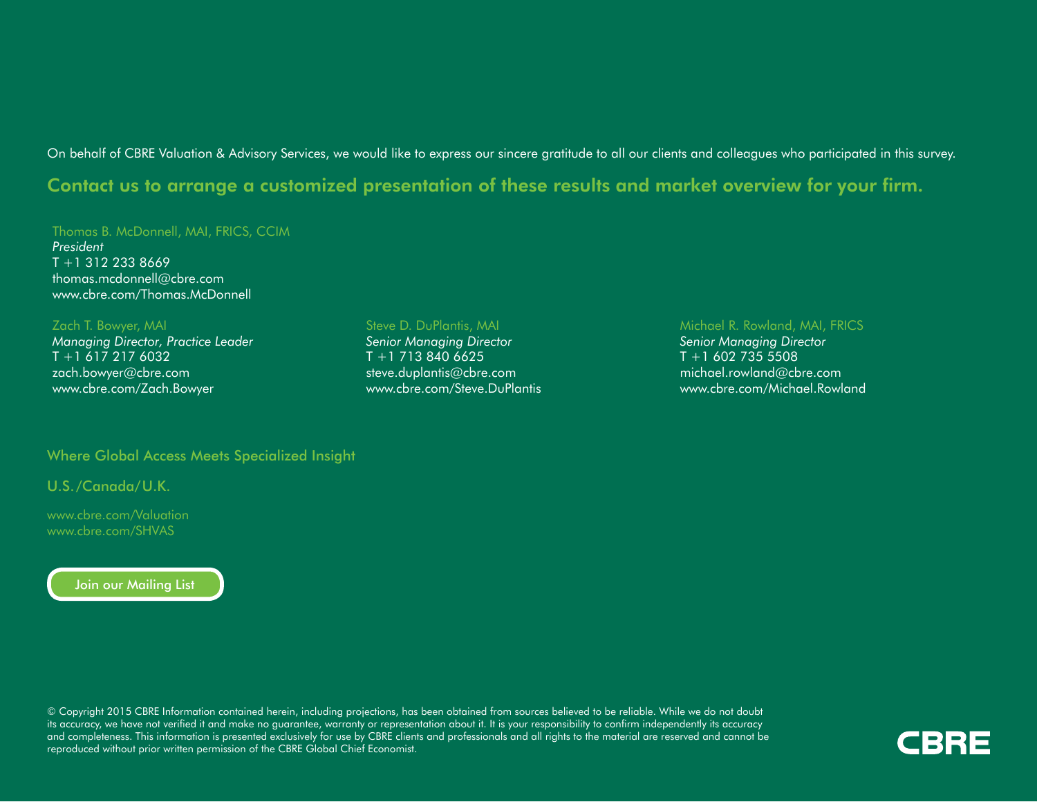On behalf of CBRE Valuation & Advisory Services, we would like to express our sincere gratitude to all our clients and colleagues who participated in this survey.

**Contact us to arrange a customized presentation of these results and market overview for your firm.**

Thomas B. McDonnell, MAI, FRICS, CCIM
*President*
T +1 312 233 8669
thomas.mcdonnell@cbre.com
www.cbre.com/Thomas.McDonnell

Zach T. Bowyer, MAI
*Managing Director, Practice Leader*
T +1 617 217 6032
zach.bowyer@cbre.com
www.cbre.com/Zach.Bowyer

Steve D. DuPlantis, MAI
*Senior Managing Director*
T +1 713 840 6625
steve.duplantis@cbre.com
www.cbre.com/Steve.DuPlantis

Michael R. Rowland, MAI, FRICS
*Senior Managing Director*
T +1 602 735 5508
michael.rowland@cbre.com
www.cbre.com/Michael.Rowland

Where Global Access Meets Specialized Insight

U.S./Canada/U.K.

www.cbre.com/Valuation
www.cbre.com/SHVAS

Join our Mailing List

© Copyright 2015 CBRE Information contained herein, including projections, has been obtained from sources believed to be reliable. While we do not doubt its accuracy, we have not verified it and make no guarantee, warranty or representation about it. It is your responsibility to confirm independently its accuracy and completeness. This information is presented exclusively for use by CBRE clients and professionals and all rights to the material are reserved and cannot be reproduced without prior written permission of the CBRE Global Chief Economist.

CBRE